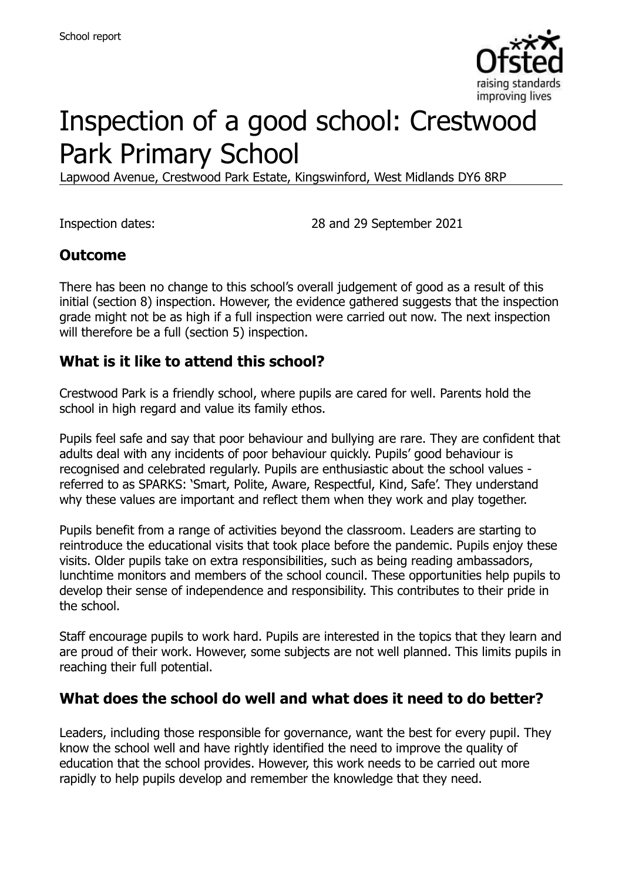School report

# Inspection of a good school: Crestwood Park Primary School

Lapwood Avenue, Crestwood Park Estate, Kingswinford, West Midlands DY6 8RP

Inspection dates: 28 and 29 September 2021

## Outcome

There has been no change to this school's overall judgement of good as a result of this initial (section 8) inspection. However, the evidence gathered suggests that the inspection grade might not be as high if a full inspection were carried out now. The next inspection will therefore be a full (section 5) inspection.

## What is it like to attend this school?

Crestwood Park is a friendly school, where pupils are cared for well. Parents hold the school in high regard and value its family ethos.

Pupils feel safe and say that poor behaviour and bullying are rare. They are confident that adults deal with any incidents of poor behaviour quickly. Pupils' good behaviour is recognised and celebrated regularly. Pupils are enthusiastic about the school values - referred to as SPARKS: 'Smart, Polite, Aware, Respectful, Kind, Safe'. They understand why these values are important and reflect them when they work and play together.

Pupils benefit from a range of activities beyond the classroom. Leaders are starting to reintroduce the educational visits that took place before the pandemic. Pupils enjoy these visits. Older pupils take on extra responsibilities, such as being reading ambassadors, lunchtime monitors and members of the school council. These opportunities help pupils to develop their sense of independence and responsibility. This contributes to their pride in the school.

Staff encourage pupils to work hard. Pupils are interested in the topics that they learn and are proud of their work. However, some subjects are not well planned. This limits pupils in reaching their full potential.

## What does the school do well and what does it need to do better?

Leaders, including those responsible for governance, want the best for every pupil. They know the school well and have rightly identified the need to improve the quality of education that the school provides. However, this work needs to be carried out more rapidly to help pupils develop and remember the knowledge that they need.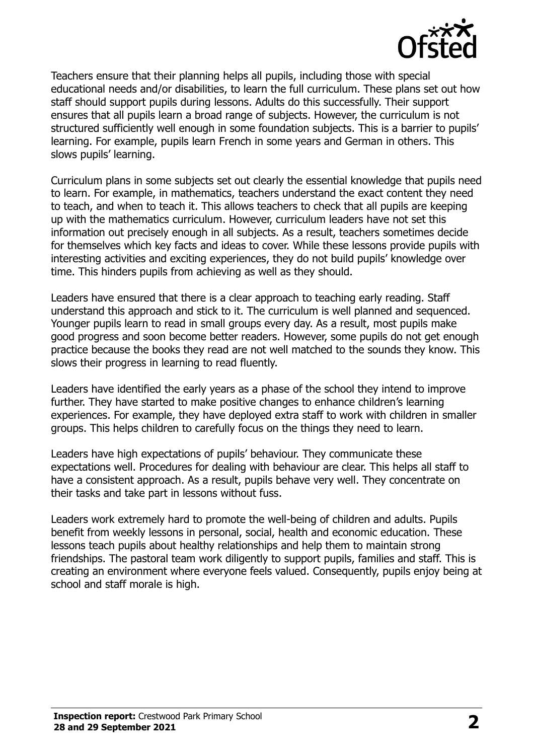Teachers ensure that their planning helps all pupils, including those with special educational needs and/or disabilities, to learn the full curriculum. These plans set out how staff should support pupils during lessons. Adults do this successfully. Their support ensures that all pupils learn a broad range of subjects. However, the curriculum is not structured sufficiently well enough in some foundation subjects. This is a barrier to pupils' learning. For example, pupils learn French in some years and German in others. This slows pupils' learning.

Curriculum plans in some subjects set out clearly the essential knowledge that pupils need to learn. For example, in mathematics, teachers understand the exact content they need to teach, and when to teach it. This allows teachers to check that all pupils are keeping up with the mathematics curriculum. However, curriculum leaders have not set this information out precisely enough in all subjects. As a result, teachers sometimes decide for themselves which key facts and ideas to cover. While these lessons provide pupils with interesting activities and exciting experiences, they do not build pupils' knowledge over time. This hinders pupils from achieving as well as they should.

Leaders have ensured that there is a clear approach to teaching early reading. Staff understand this approach and stick to it. The curriculum is well planned and sequenced. Younger pupils learn to read in small groups every day. As a result, most pupils make good progress and soon become better readers. However, some pupils do not get enough practice because the books they read are not well matched to the sounds they know. This slows their progress in learning to read fluently.

Leaders have identified the early years as a phase of the school they intend to improve further. They have started to make positive changes to enhance children's learning experiences. For example, they have deployed extra staff to work with children in smaller groups. This helps children to carefully focus on the things they need to learn.

Leaders have high expectations of pupils' behaviour. They communicate these expectations well. Procedures for dealing with behaviour are clear. This helps all staff to have a consistent approach. As a result, pupils behave very well. They concentrate on their tasks and take part in lessons without fuss.

Leaders work extremely hard to promote the well-being of children and adults. Pupils benefit from weekly lessons in personal, social, health and economic education. These lessons teach pupils about healthy relationships and help them to maintain strong friendships. The pastoral team work diligently to support pupils, families and staff. This is creating an environment where everyone feels valued. Consequently, pupils enjoy being at school and staff morale is high.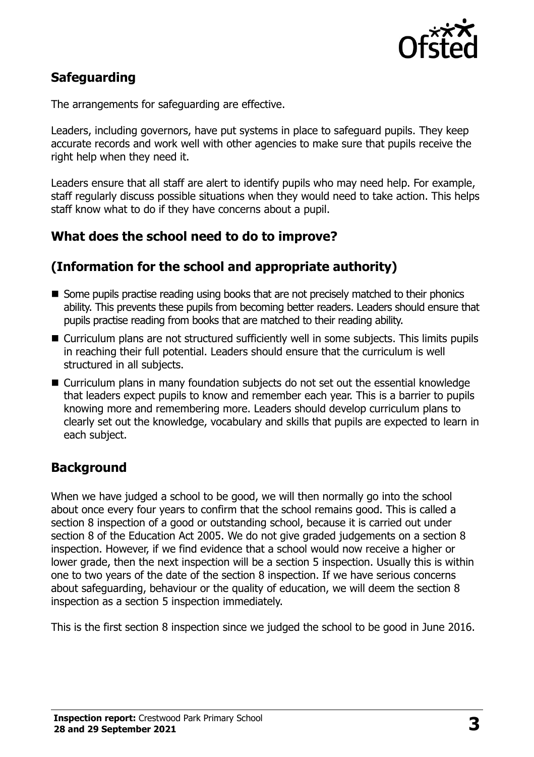## Safeguarding

The arrangements for safeguarding are effective.

Leaders, including governors, have put systems in place to safeguard pupils. They keep accurate records and work well with other agencies to make sure that pupils receive the right help when they need it.

Leaders ensure that all staff are alert to identify pupils who may need help. For example, staff regularly discuss possible situations when they would need to take action. This helps staff know what to do if they have concerns about a pupil.

## What does the school need to do to improve?

## (Information for the school and appropriate authority)

- Some pupils practise reading using books that are not precisely matched to their phonics ability. This prevents these pupils from becoming better readers. Leaders should ensure that pupils practise reading from books that are matched to their reading ability.
- Curriculum plans are not structured sufficiently well in some subjects. This limits pupils in reaching their full potential. Leaders should ensure that the curriculum is well structured in all subjects.
- Curriculum plans in many foundation subjects do not set out the essential knowledge that leaders expect pupils to know and remember each year. This is a barrier to pupils knowing more and remembering more. Leaders should develop curriculum plans to clearly set out the knowledge, vocabulary and skills that pupils are expected to learn in each subject.

## Background

When we have judged a school to be good, we will then normally go into the school about once every four years to confirm that the school remains good. This is called a section 8 inspection of a good or outstanding school, because it is carried out under section 8 of the Education Act 2005. We do not give graded judgements on a section 8 inspection. However, if we find evidence that a school would now receive a higher or lower grade, then the next inspection will be a section 5 inspection. Usually this is within one to two years of the date of the section 8 inspection. If we have serious concerns about safeguarding, behaviour or the quality of education, we will deem the section 8 inspection as a section 5 inspection immediately.

This is the first section 8 inspection since we judged the school to be good in June 2016.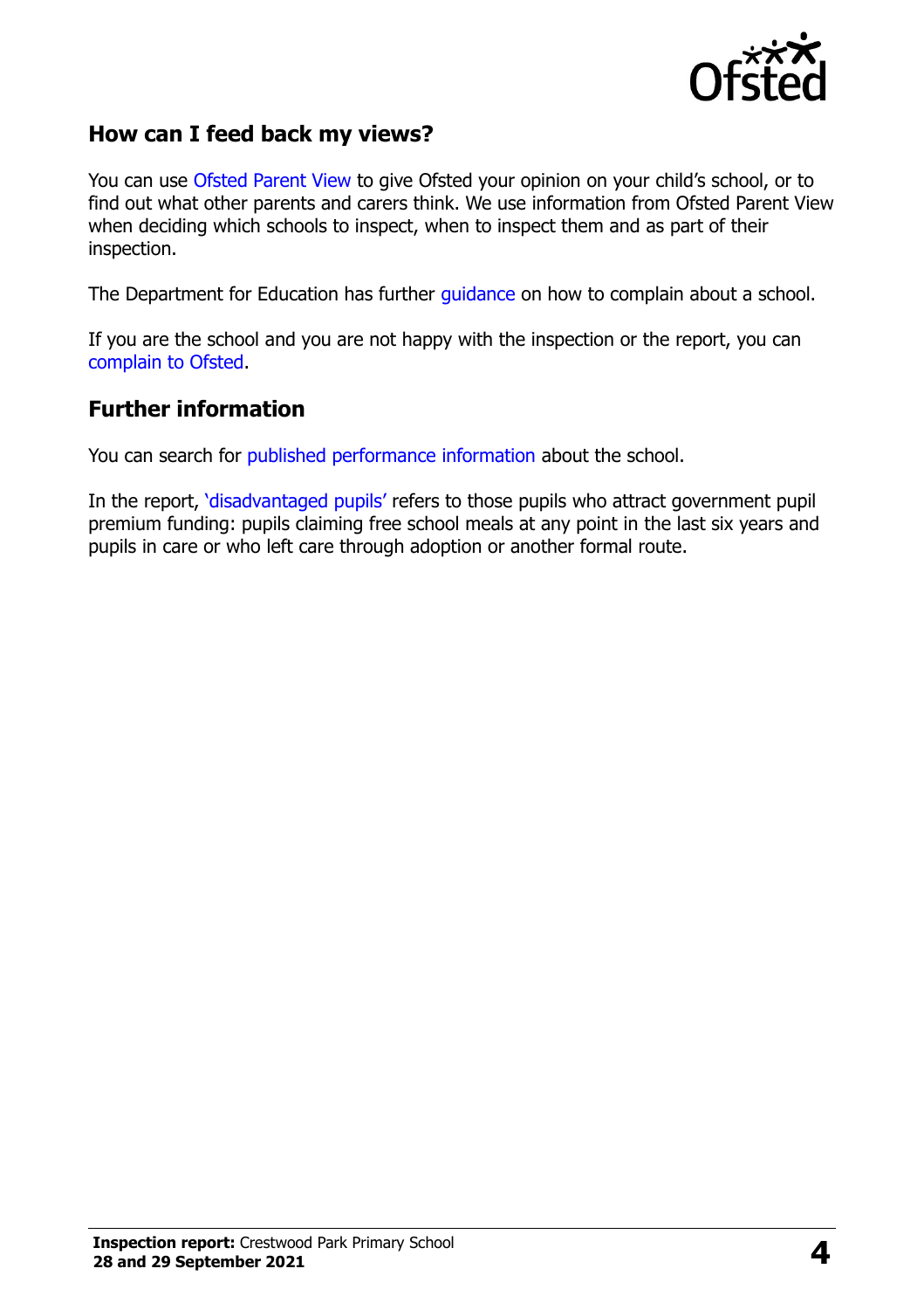## How can I feed back my views?

You can use Ofsted Parent View to give Ofsted your opinion on your child's school, or to find out what other parents and carers think. We use information from Ofsted Parent View when deciding which schools to inspect, when to inspect them and as part of their inspection.

The Department for Education has further guidance on how to complain about a school.

If you are the school and you are not happy with the inspection or the report, you can complain to Ofsted.

## Further information

You can search for published performance information about the school.

In the report, 'disadvantaged pupils' refers to those pupils who attract government pupil premium funding: pupils claiming free school meals at any point in the last six years and pupils in care or who left care through adoption or another formal route.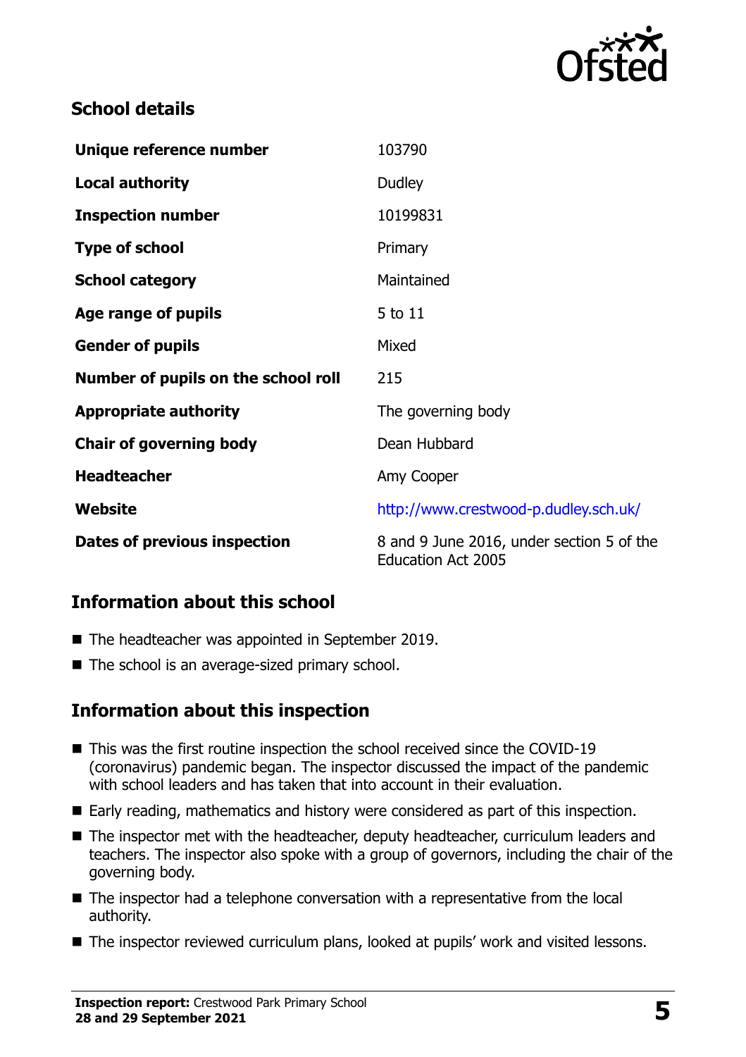## School details

| | |
|---|---|
| **Unique reference number** | 103790 |
| **Local authority** | Dudley |
| **Inspection number** | 10199831 |
| **Type of school** | Primary |
| **School category** | Maintained |
| **Age range of pupils** | 5 to 11 |
| **Gender of pupils** | Mixed |
| **Number of pupils on the school roll** | 215 |
| **Appropriate authority** | The governing body |
| **Chair of governing body** | Dean Hubbard |
| **Headteacher** | Amy Cooper |
| **Website** | http://www.crestwood-p.dudley.sch.uk/ |
| **Dates of previous inspection** | 8 and 9 June 2016, under section 5 of the Education Act 2005 |

## Information about this school

- The headteacher was appointed in September 2019.
- The school is an average-sized primary school.

## Information about this inspection

- This was the first routine inspection the school received since the COVID-19 (coronavirus) pandemic began. The inspector discussed the impact of the pandemic with school leaders and has taken that into account in their evaluation.
- Early reading, mathematics and history were considered as part of this inspection.
- The inspector met with the headteacher, deputy headteacher, curriculum leaders and teachers. The inspector also spoke with a group of governors, including the chair of the governing body.
- The inspector had a telephone conversation with a representative from the local authority.
- The inspector reviewed curriculum plans, looked at pupils' work and visited lessons.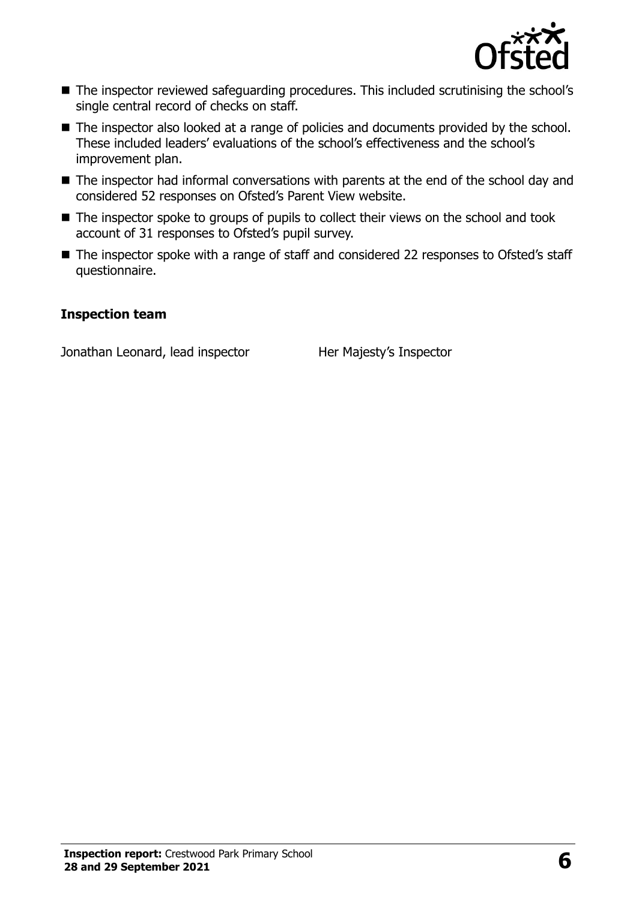- The inspector reviewed safeguarding procedures. This included scrutinising the school's single central record of checks on staff.
- The inspector also looked at a range of policies and documents provided by the school. These included leaders' evaluations of the school's effectiveness and the school's improvement plan.
- The inspector had informal conversations with parents at the end of the school day and considered 52 responses on Ofsted's Parent View website.
- The inspector spoke to groups of pupils to collect their views on the school and took account of 31 responses to Ofsted's pupil survey.
- The inspector spoke with a range of staff and considered 22 responses to Ofsted's staff questionnaire.

### Inspection team

| | |
|---|---|
| Jonathan Leonard, lead inspector | Her Majesty's Inspector |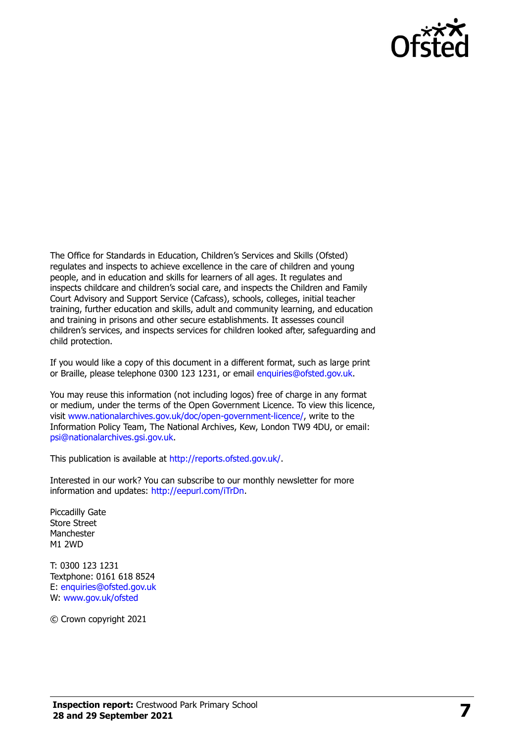The Office for Standards in Education, Children's Services and Skills (Ofsted) regulates and inspects to achieve excellence in the care of children and young people, and in education and skills for learners of all ages. It regulates and inspects childcare and children's social care, and inspects the Children and Family Court Advisory and Support Service (Cafcass), schools, colleges, initial teacher training, further education and skills, adult and community learning, and education and training in prisons and other secure establishments. It assesses council children's services, and inspects services for children looked after, safeguarding and child protection.

If you would like a copy of this document in a different format, such as large print or Braille, please telephone 0300 123 1231, or email enquiries@ofsted.gov.uk.

You may reuse this information (not including logos) free of charge in any format or medium, under the terms of the Open Government Licence. To view this licence, visit www.nationalarchives.gov.uk/doc/open-government-licence/, write to the Information Policy Team, The National Archives, Kew, London TW9 4DU, or email: psi@nationalarchives.gsi.gov.uk.

This publication is available at http://reports.ofsted.gov.uk/.

Interested in our work? You can subscribe to our monthly newsletter for more information and updates: http://eepurl.com/iTrDn.

Piccadilly Gate
Store Street
Manchester
M1 2WD

T: 0300 123 1231
Textphone: 0161 618 8524
E: enquiries@ofsted.gov.uk
W: www.gov.uk/ofsted

© Crown copyright 2021